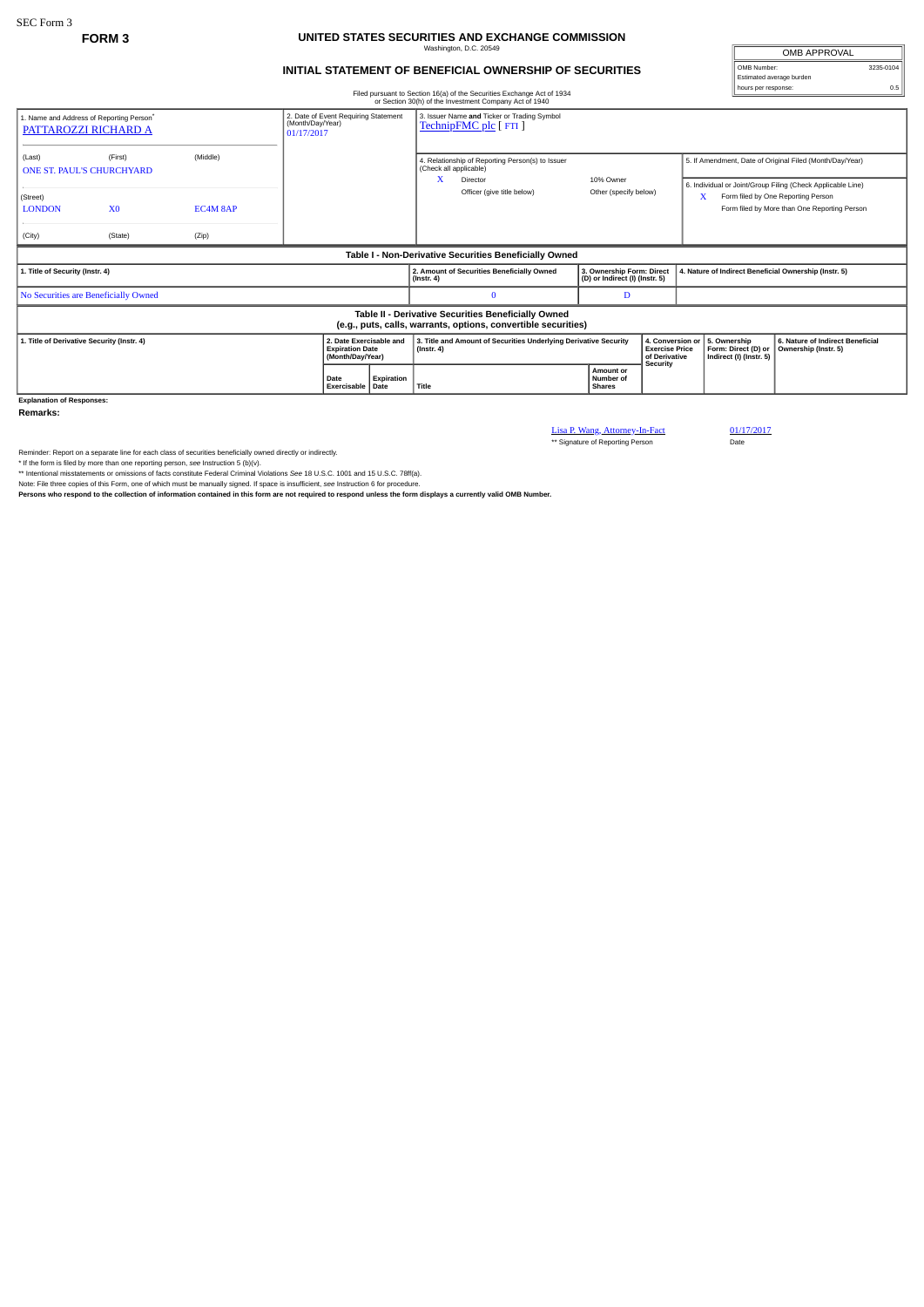SEC Form 3

**FORM 3**

# UNITED STATES SECURITIES AND EXCHANGE COMMISSION

Washington, D.C. 20549

## INITIAL STATEMENT OF BENEFICIAL OWNERSHIP OF SECURITIES

Filed pursuant to Section 16(a) of the Securities Exchange Act of 1934 or Section 30(h) of the Investment Company Act of 1940

| OMB APPROVAL | |
|---|---|
| OMB Number: | 3235-0104 |
| Estimated average burden | |
| hours per response: | 0.5 |

1. Name and Address of Reporting Person*
PATTAROZZI RICHARD A

(Last) (First) (Middle)
ONE ST. PAUL'S CHURCHYARD

(Street)
LONDON X0 EC4M 8AP

(City) (State) (Zip)

2. Date of Event Requiring Statement (Month/Day/Year)
01/17/2017

3. Issuer Name **and** Ticker or Trading Symbol
TechnipFMC plc [ FTI ]

4. Relationship of Reporting Person(s) to Issuer (Check all applicable)
X Director
10% Owner
Officer (give title below)
Other (specify below)

5. If Amendment, Date of Original Filed (Month/Day/Year)

6. Individual or Joint/Group Filing (Check Applicable Line)
X Form filed by One Reporting Person
Form filed by More than One Reporting Person

**Table I - Non-Derivative Securities Beneficially Owned**

| 1. Title of Security (Instr. 4) | 2. Amount of Securities Beneficially Owned (Instr. 4) | 3. Ownership Form: Direct (D) or Indirect (I) (Instr. 5) | 4. Nature of Indirect Beneficial Ownership (Instr. 5) |
|---|---|---|---|
| No Securities are Beneficially Owned | 0 | D | |

**Table II - Derivative Securities Beneficially Owned (e.g., puts, calls, warrants, options, convertible securities)**

| 1. Title of Derivative Security (Instr. 4) | 2. Date Exercisable and Expiration Date (Month/Day/Year) | | 3. Title and Amount of Securities Underlying Derivative Security (Instr. 4) | | 4. Conversion or Exercise Price of Derivative Security | 5. Ownership Form: Direct (D) or Indirect (I) (Instr. 5) | 6. Nature of Indirect Beneficial Ownership (Instr. 5) |
|---|---|---|---|---|---|---|---|
| | Date Exercisable | Expiration Date | Title | Amount or Number of Shares | | | |

**Explanation of Responses:**

**Remarks:**

Lisa P. Wang, Attorney-In-Fact　　01/17/2017

** Signature of Reporting Person　　Date

Reminder: Report on a separate line for each class of securities beneficially owned directly or indirectly.

* If the form is filed by more than one reporting person, *see* Instruction 5 (b)(v).

** Intentional misstatements or omissions of facts constitute Federal Criminal Violations *See* 18 U.S.C. 1001 and 15 U.S.C. 78ff(a).

Note: File three copies of this Form, one of which must be manually signed. If space is insufficient, *see* Instruction 6 for procedure.

**Persons who respond to the collection of information contained in this form are not required to respond unless the form displays a currently valid OMB Number.**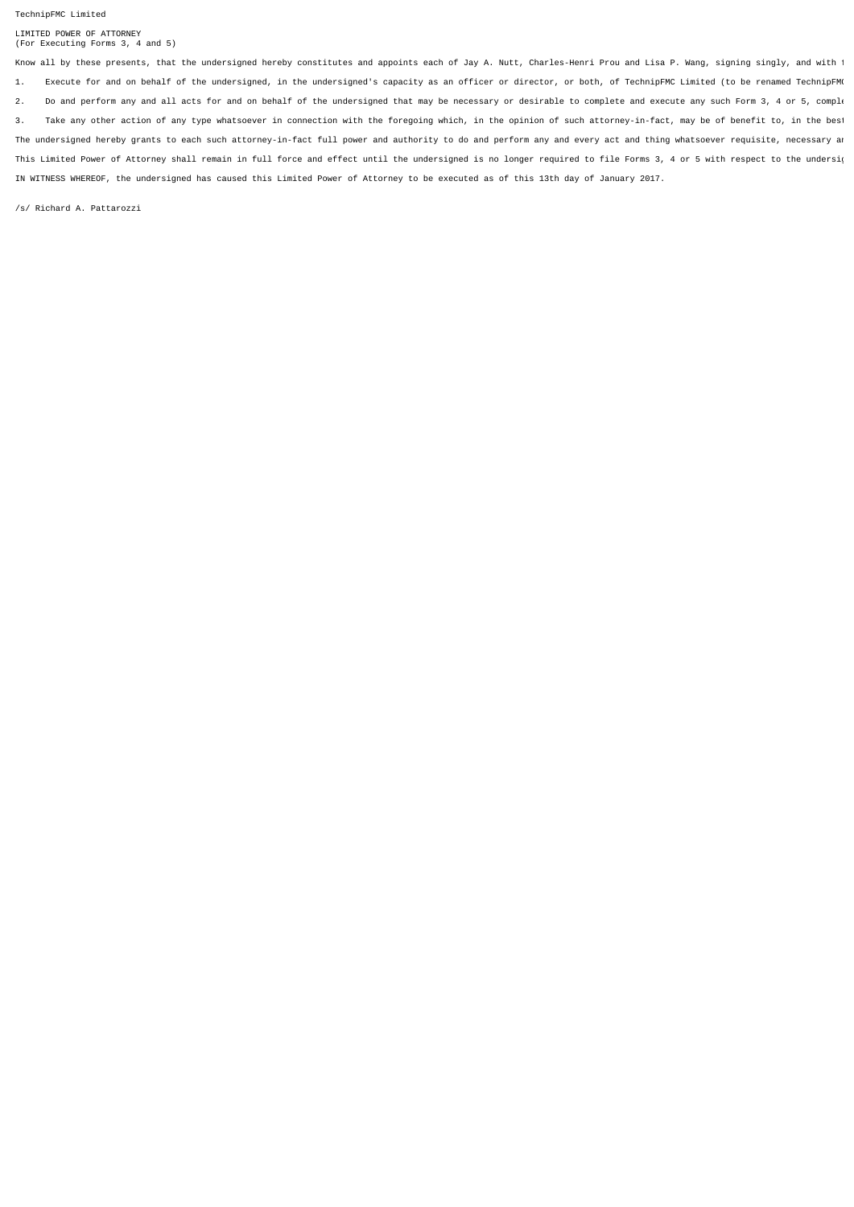TechnipFMC Limited

LIMITED POWER OF ATTORNEY
(For Executing Forms 3, 4 and 5)

Know all by these presents, that the undersigned hereby constitutes and appoints each of Jay A. Nutt, Charles-Henri Prou and Lisa P. Wang, signing singly, and with f

1. Execute for and on behalf of the undersigned, in the undersigned's capacity as an officer or director, or both, of TechnipFMC Limited (to be renamed TechnipFMC

2. Do and perform any and all acts for and on behalf of the undersigned that may be necessary or desirable to complete and execute any such Form 3, 4 or 5, comple

3. Take any other action of any type whatsoever in connection with the foregoing which, in the opinion of such attorney-in-fact, may be of benefit to, in the best

The undersigned hereby grants to each such attorney-in-fact full power and authority to do and perform any and every act and thing whatsoever requisite, necessary an

This Limited Power of Attorney shall remain in full force and effect until the undersigned is no longer required to file Forms 3, 4 or 5 with respect to the undersig

IN WITNESS WHEREOF, the undersigned has caused this Limited Power of Attorney to be executed as of this 13th day of January 2017.

/s/ Richard A. Pattarozzi